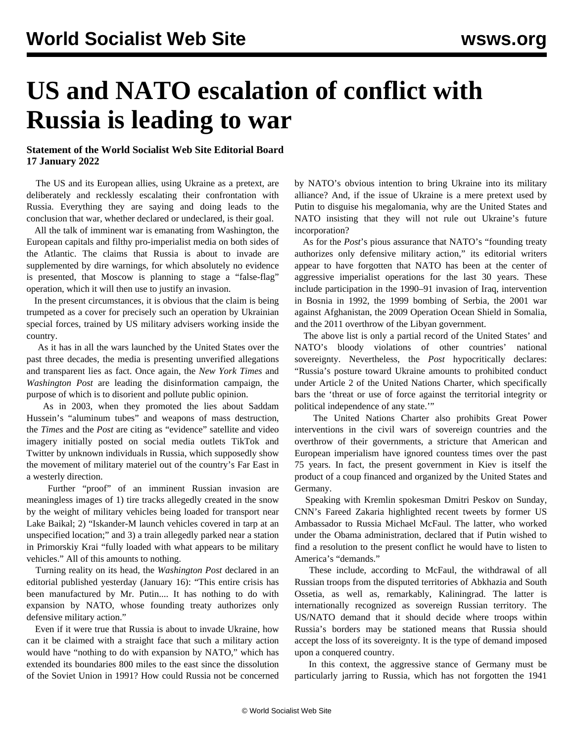# US and NATO escalation of conflict with Russia is leading to war

**Statement of the World Socialist Web Site Editorial Board**
**17 January 2022**

The US and its European allies, using Ukraine as a pretext, are deliberately and recklessly escalating their confrontation with Russia. Everything they are saying and doing leads to the conclusion that war, whether declared or undeclared, is their goal.

All the talk of imminent war is emanating from Washington, the European capitals and filthy pro-imperialist media on both sides of the Atlantic. The claims that Russia is about to invade are supplemented by dire warnings, for which absolutely no evidence is presented, that Moscow is planning to stage a "false-flag" operation, which it will then use to justify an invasion.

In the present circumstances, it is obvious that the claim is being trumpeted as a cover for precisely such an operation by Ukrainian special forces, trained by US military advisers working inside the country.

As it has in all the wars launched by the United States over the past three decades, the media is presenting unverified allegations and transparent lies as fact. Once again, the *New York Times* and *Washington Post* are leading the disinformation campaign, the purpose of which is to disorient and pollute public opinion.

As in 2003, when they promoted the lies about Saddam Hussein's "aluminum tubes" and weapons of mass destruction, the *Times* and the *Post* are citing as "evidence" satellite and video imagery initially posted on social media outlets TikTok and Twitter by unknown individuals in Russia, which supposedly show the movement of military materiel out of the country's Far East in a westerly direction.

Further "proof" of an imminent Russian invasion are meaningless images of 1) tire tracks allegedly created in the snow by the weight of military vehicles being loaded for transport near Lake Baikal; 2) "Iskander-M launch vehicles covered in tarp at an unspecified location;" and 3) a train allegedly parked near a station in Primorskiy Krai "fully loaded with what appears to be military vehicles." All of this amounts to nothing.

Turning reality on its head, the *Washington Post* declared in an editorial published yesterday (January 16): "This entire crisis has been manufactured by Mr. Putin.... It has nothing to do with expansion by NATO, whose founding treaty authorizes only defensive military action."

Even if it were true that Russia is about to invade Ukraine, how can it be claimed with a straight face that such a military action would have "nothing to do with expansion by NATO," which has extended its boundaries 800 miles to the east since the dissolution of the Soviet Union in 1991? How could Russia not be concerned by NATO's obvious intention to bring Ukraine into its military alliance? And, if the issue of Ukraine is a mere pretext used by Putin to disguise his megalomania, why are the United States and NATO insisting that they will not rule out Ukraine's future incorporation?

As for the *Post*'s pious assurance that NATO's "founding treaty authorizes only defensive military action," its editorial writers appear to have forgotten that NATO has been at the center of aggressive imperialist operations for the last 30 years. These include participation in the 1990–91 invasion of Iraq, intervention in Bosnia in 1992, the 1999 bombing of Serbia, the 2001 war against Afghanistan, the 2009 Operation Ocean Shield in Somalia, and the 2011 overthrow of the Libyan government.

The above list is only a partial record of the United States' and NATO's bloody violations of other countries' national sovereignty. Nevertheless, the *Post* hypocritically declares: "Russia's posture toward Ukraine amounts to prohibited conduct under Article 2 of the United Nations Charter, which specifically bars the 'threat or use of force against the territorial integrity or political independence of any state.'"

The United Nations Charter also prohibits Great Power interventions in the civil wars of sovereign countries and the overthrow of their governments, a stricture that American and European imperialism have ignored countess times over the past 75 years. In fact, the present government in Kiev is itself the product of a coup financed and organized by the United States and Germany.

Speaking with Kremlin spokesman Dmitri Peskov on Sunday, CNN's Fareed Zakaria highlighted recent tweets by former US Ambassador to Russia Michael McFaul. The latter, who worked under the Obama administration, declared that if Putin wished to find a resolution to the present conflict he would have to listen to America's "demands."

These include, according to McFaul, the withdrawal of all Russian troops from the disputed territories of Abkhazia and South Ossetia, as well as, remarkably, Kaliningrad. The latter is internationally recognized as sovereign Russian territory. The US/NATO demand that it should decide where troops within Russia's borders may be stationed means that Russia should accept the loss of its sovereignty. It is the type of demand imposed upon a conquered country.

In this context, the aggressive stance of Germany must be particularly jarring to Russia, which has not forgotten the 1941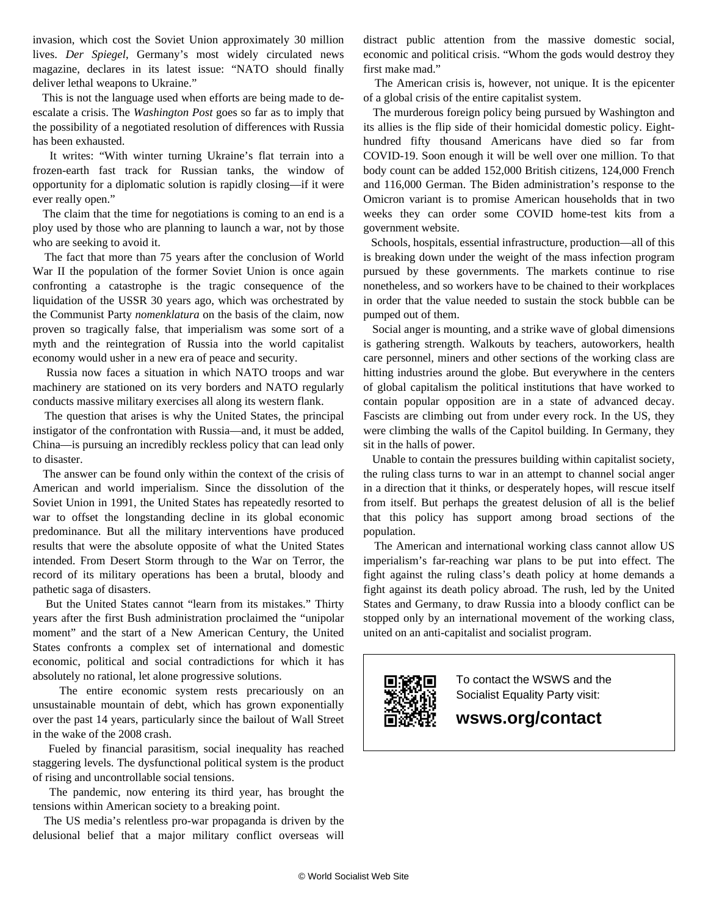invasion, which cost the Soviet Union approximately 30 million lives. *Der Spiegel*, Germany's most widely circulated news magazine, declares in its latest issue: "NATO should finally deliver lethal weapons to Ukraine."

This is not the language used when efforts are being made to de-escalate a crisis. The *Washington Post* goes so far as to imply that the possibility of a negotiated resolution of differences with Russia has been exhausted.

It writes: "With winter turning Ukraine's flat terrain into a frozen-earth fast track for Russian tanks, the window of opportunity for a diplomatic solution is rapidly closing—if it were ever really open."

The claim that the time for negotiations is coming to an end is a ploy used by those who are planning to launch a war, not by those who are seeking to avoid it.

The fact that more than 75 years after the conclusion of World War II the population of the former Soviet Union is once again confronting a catastrophe is the tragic consequence of the liquidation of the USSR 30 years ago, which was orchestrated by the Communist Party *nomenklatura* on the basis of the claim, now proven so tragically false, that imperialism was some sort of a myth and the reintegration of Russia into the world capitalist economy would usher in a new era of peace and security.

Russia now faces a situation in which NATO troops and war machinery are stationed on its very borders and NATO regularly conducts massive military exercises all along its western flank.

The question that arises is why the United States, the principal instigator of the confrontation with Russia—and, it must be added, China—is pursuing an incredibly reckless policy that can lead only to disaster.

The answer can be found only within the context of the crisis of American and world imperialism. Since the dissolution of the Soviet Union in 1991, the United States has repeatedly resorted to war to offset the longstanding decline in its global economic predominance. But all the military interventions have produced results that were the absolute opposite of what the United States intended. From Desert Storm through to the War on Terror, the record of its military operations has been a brutal, bloody and pathetic saga of disasters.

But the United States cannot "learn from its mistakes." Thirty years after the first Bush administration proclaimed the "unipolar moment" and the start of a New American Century, the United States confronts a complex set of international and domestic economic, political and social contradictions for which it has absolutely no rational, let alone progressive solutions.

The entire economic system rests precariously on an unsustainable mountain of debt, which has grown exponentially over the past 14 years, particularly since the bailout of Wall Street in the wake of the 2008 crash.

Fueled by financial parasitism, social inequality has reached staggering levels. The dysfunctional political system is the product of rising and uncontrollable social tensions.

The pandemic, now entering its third year, has brought the tensions within American society to a breaking point.

The US media's relentless pro-war propaganda is driven by the delusional belief that a major military conflict overseas will distract public attention from the massive domestic social, economic and political crisis. "Whom the gods would destroy they first make mad."

The American crisis is, however, not unique. It is the epicenter of a global crisis of the entire capitalist system.

The murderous foreign policy being pursued by Washington and its allies is the flip side of their homicidal domestic policy. Eight-hundred fifty thousand Americans have died so far from COVID-19. Soon enough it will be well over one million. To that body count can be added 152,000 British citizens, 124,000 French and 116,000 German. The Biden administration's response to the Omicron variant is to promise American households that in two weeks they can order some COVID home-test kits from a government website.

Schools, hospitals, essential infrastructure, production—all of this is breaking down under the weight of the mass infection program pursued by these governments. The markets continue to rise nonetheless, and so workers have to be chained to their workplaces in order that the value needed to sustain the stock bubble can be pumped out of them.

Social anger is mounting, and a strike wave of global dimensions is gathering strength. Walkouts by teachers, autoworkers, health care personnel, miners and other sections of the working class are hitting industries around the globe. But everywhere in the centers of global capitalism the political institutions that have worked to contain popular opposition are in a state of advanced decay. Fascists are climbing out from under every rock. In the US, they were climbing the walls of the Capitol building. In Germany, they sit in the halls of power.

Unable to contain the pressures building within capitalist society, the ruling class turns to war in an attempt to channel social anger in a direction that it thinks, or desperately hopes, will rescue itself from itself. But perhaps the greatest delusion of all is the belief that this policy has support among broad sections of the population.

The American and international working class cannot allow US imperialism's far-reaching war plans to be put into effect. The fight against the ruling class's death policy at home demands a fight against its death policy abroad. The rush, led by the United States and Germany, to draw Russia into a bloody conflict can be stopped only by an international movement of the working class, united on an anti-capitalist and socialist program.

To contact the WSWS and the Socialist Equality Party visit:

**wsws.org/contact**